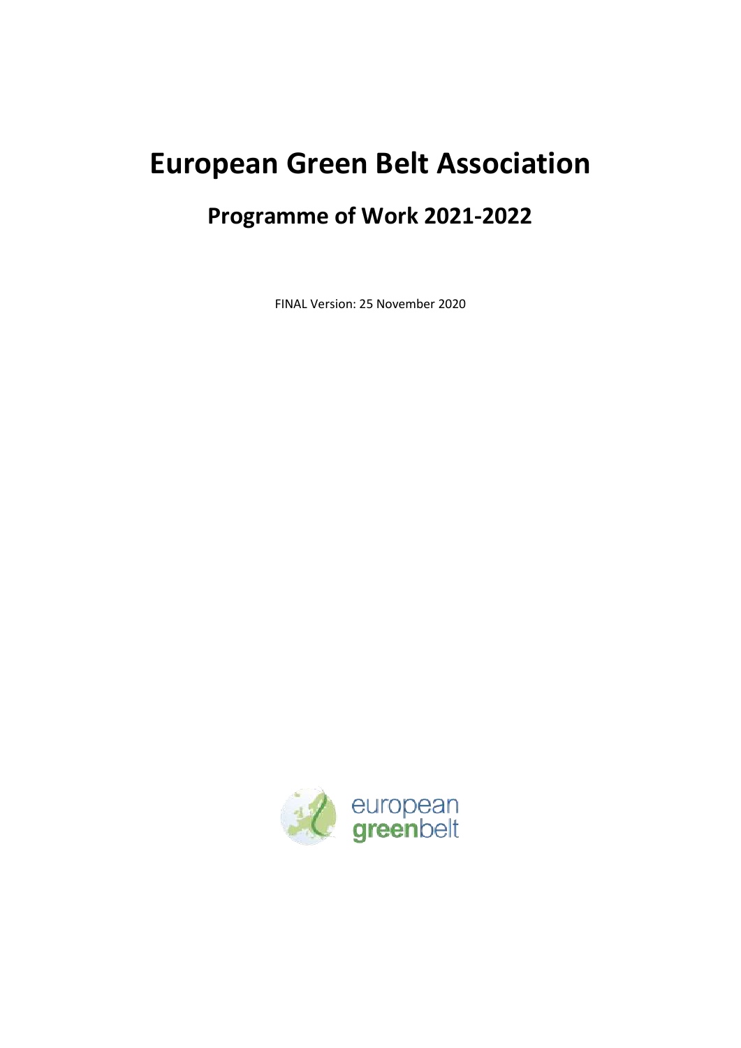# European Green Belt Association

## Programme of Work 2021-2022

FINAL Version: 25 November 2020

european greenbelt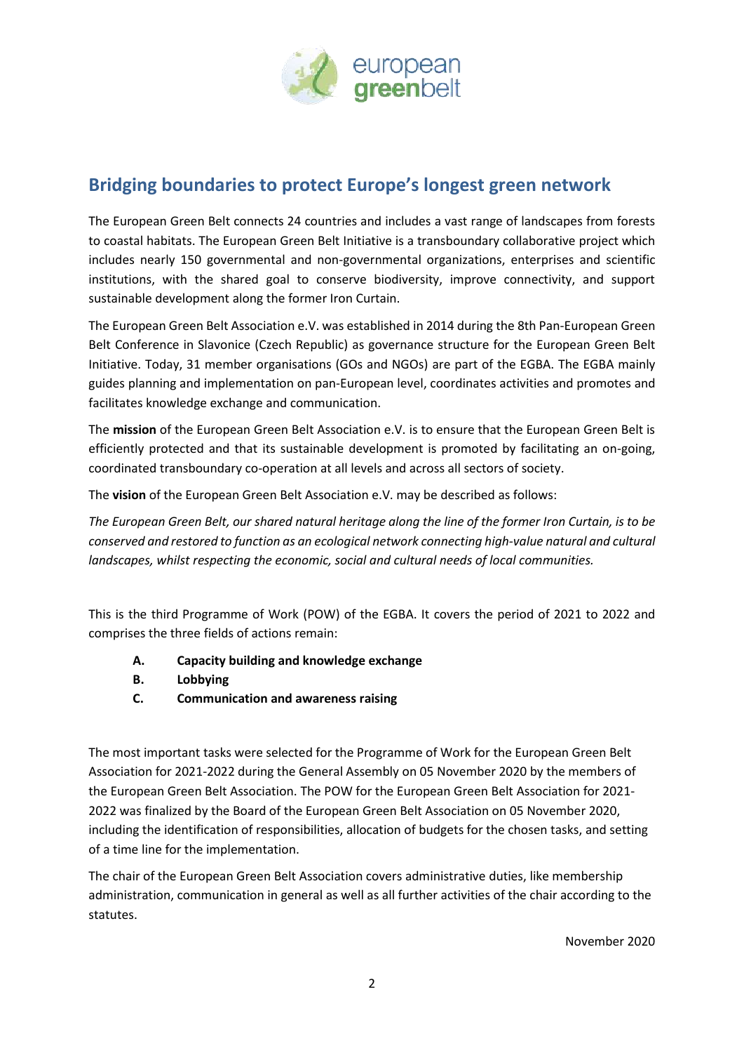## Bridging boundaries to protect Europe's longest green network

The European Green Belt connects 24 countries and includes a vast range of landscapes from forests to coastal habitats. The European Green Belt Initiative is a transboundary collaborative project which includes nearly 150 governmental and non-governmental organizations, enterprises and scientific institutions, with the shared goal to conserve biodiversity, improve connectivity, and support sustainable development along the former Iron Curtain.

The European Green Belt Association e.V. was established in 2014 during the 8th Pan-European Green Belt Conference in Slavonice (Czech Republic) as governance structure for the European Green Belt Initiative. Today, 31 member organisations (GOs and NGOs) are part of the EGBA. The EGBA mainly guides planning and implementation on pan-European level, coordinates activities and promotes and facilitates knowledge exchange and communication.

The **mission** of the European Green Belt Association e.V. is to ensure that the European Green Belt is efficiently protected and that its sustainable development is promoted by facilitating an on-going, coordinated transboundary co-operation at all levels and across all sectors of society.

The **vision** of the European Green Belt Association e.V. may be described as follows:

*The European Green Belt, our shared natural heritage along the line of the former Iron Curtain, is to be conserved and restored to function as an ecological network connecting high-value natural and cultural landscapes, whilst respecting the economic, social and cultural needs of local communities.*

This is the third Programme of Work (POW) of the EGBA. It covers the period of 2021 to 2022 and comprises the three fields of actions remain:

- **A. Capacity building and knowledge exchange**
- **B. Lobbying**
- **C. Communication and awareness raising**

The most important tasks were selected for the Programme of Work for the European Green Belt Association for 2021-2022 during the General Assembly on 05 November 2020 by the members of the European Green Belt Association. The POW for the European Green Belt Association for 2021-2022 was finalized by the Board of the European Green Belt Association on 05 November 2020, including the identification of responsibilities, allocation of budgets for the chosen tasks, and setting of a time line for the implementation.

The chair of the European Green Belt Association covers administrative duties, like membership administration, communication in general as well as all further activities of the chair according to the statutes.

November 2020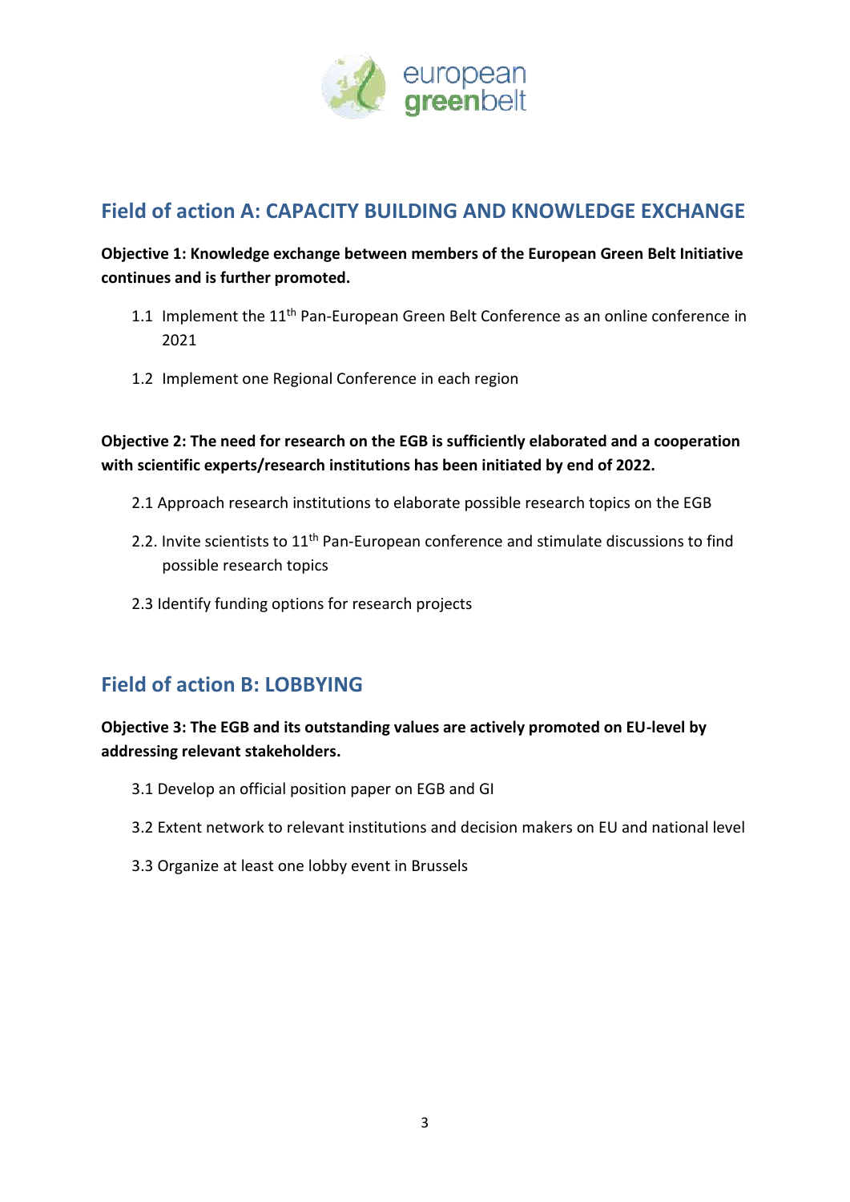## Field of action A: CAPACITY BUILDING AND KNOWLEDGE EXCHANGE

**Objective 1: Knowledge exchange between members of the European Green Belt Initiative continues and is further promoted.**

1.1 Implement the 11th Pan-European Green Belt Conference as an online conference in 2021

1.2 Implement one Regional Conference in each region

**Objective 2: The need for research on the EGB is sufficiently elaborated and a cooperation with scientific experts/research institutions has been initiated by end of 2022.**

2.1 Approach research institutions to elaborate possible research topics on the EGB

2.2. Invite scientists to 11th Pan-European conference and stimulate discussions to find possible research topics

2.3 Identify funding options for research projects

## Field of action B: LOBBYING

**Objective 3: The EGB and its outstanding values are actively promoted on EU-level by addressing relevant stakeholders.**

3.1 Develop an official position paper on EGB and GI

3.2 Extent network to relevant institutions and decision makers on EU and national level

3.3 Organize at least one lobby event in Brussels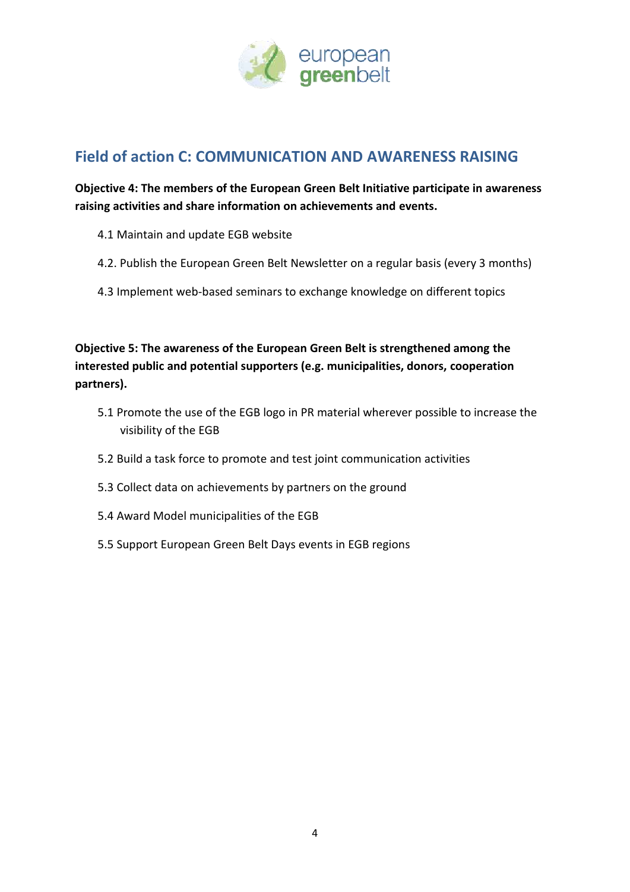## Field of action C: COMMUNICATION AND AWARENESS RAISING

**Objective 4: The members of the European Green Belt Initiative participate in awareness raising activities and share information on achievements and events.**

4.1 Maintain and update EGB website

4.2. Publish the European Green Belt Newsletter on a regular basis (every 3 months)

4.3 Implement web-based seminars to exchange knowledge on different topics

**Objective 5: The awareness of the European Green Belt is strengthened among the interested public and potential supporters (e.g. municipalities, donors, cooperation partners).**

5.1 Promote the use of the EGB logo in PR material wherever possible to increase the visibility of the EGB

5.2 Build a task force to promote and test joint communication activities

5.3 Collect data on achievements by partners on the ground

5.4 Award Model municipalities of the EGB

5.5 Support European Green Belt Days events in EGB regions